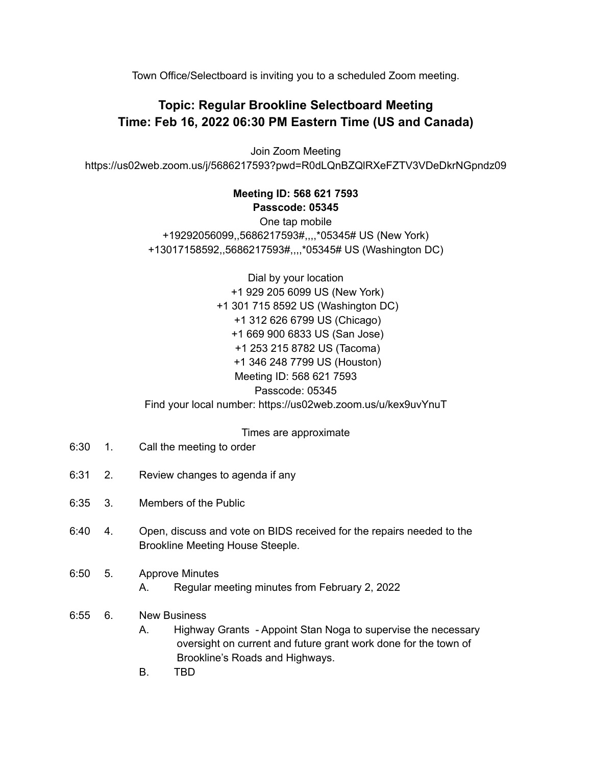Town Office/Selectboard is inviting you to a scheduled Zoom meeting.

## Topic: Regular Brookline Selectboard Meeting
## Time: Feb 16, 2022 06:30 PM Eastern Time (US and Canada)

Join Zoom Meeting
https://us02web.zoom.us/j/5686217593?pwd=R0dLQnBZQlRXeFZTV3VDeDkrNGpndz09

**Meeting ID: 568 621 7593**
**Passcode: 05345**

One tap mobile
+19292056099,,5686217593#,,,,*05345# US (New York)
+13017158592,,5686217593#,,,,*05345# US (Washington DC)

Dial by your location
+1 929 205 6099 US (New York)
+1 301 715 8592 US (Washington DC)
+1 312 626 6799 US (Chicago)
+1 669 900 6833 US (San Jose)
+1 253 215 8782 US (Tacoma)
+1 346 248 7799 US (Houston)
Meeting ID: 568 621 7593
Passcode: 05345
Find your local number: https://us02web.zoom.us/u/kex9uvYnuT

Times are approximate

6:30 1. Call the meeting to order

6:31 2. Review changes to agenda if any

6:35 3. Members of the Public

6:40 4. Open, discuss and vote on BIDS received for the repairs needed to the Brookline Meeting House Steeple.

6:50 5. Approve Minutes
- A. Regular meeting minutes from February 2, 2022

6:55 6. New Business
- A. Highway Grants - Appoint Stan Noga to supervise the necessary oversight on current and future grant work done for the town of Brookline's Roads and Highways.
- B. TBD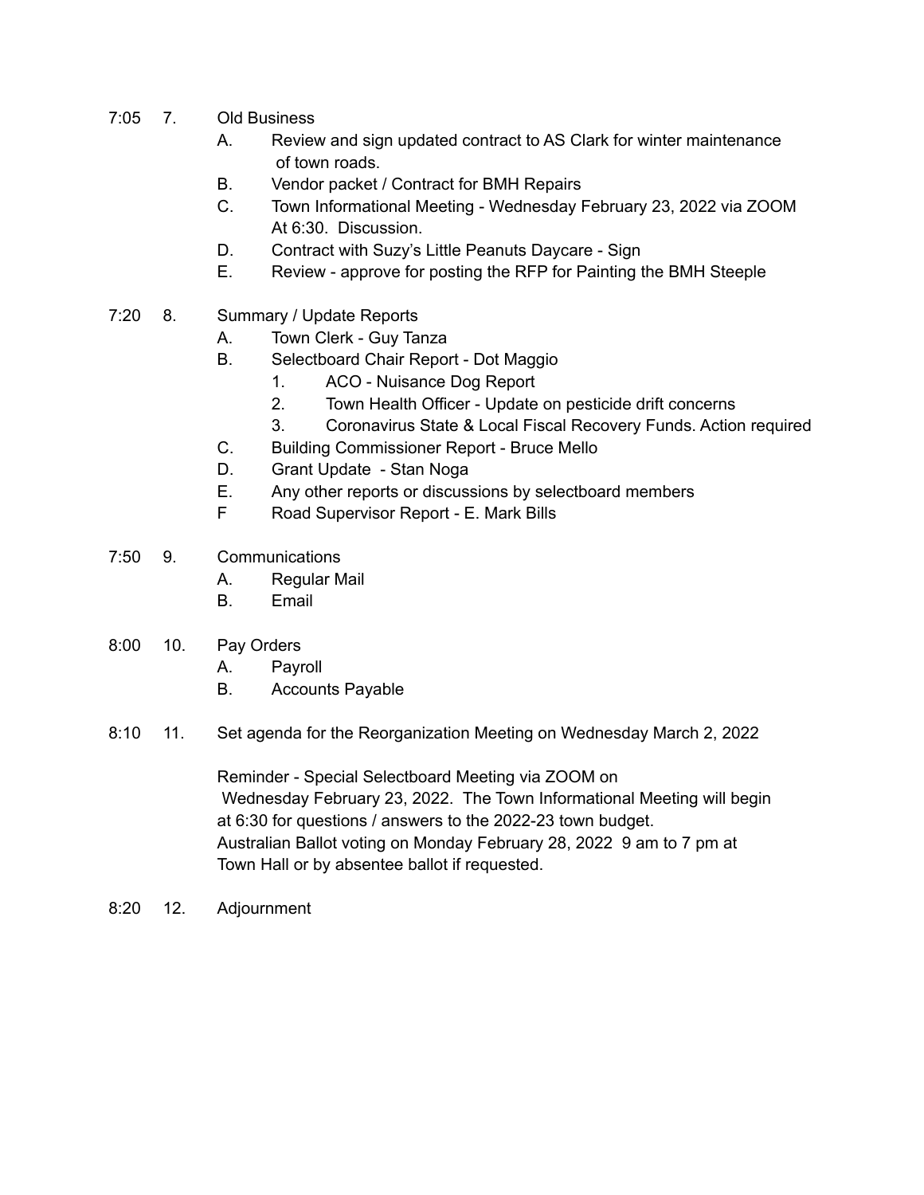7:05 7. Old Business

- A. Review and sign updated contract to AS Clark for winter maintenance of town roads.
- B. Vendor packet / Contract for BMH Repairs
- C. Town Informational Meeting - Wednesday February 23, 2022 via ZOOM At 6:30. Discussion.
- D. Contract with Suzy's Little Peanuts Daycare - Sign
- E. Review - approve for posting the RFP for Painting the BMH Steeple

7:20 8. Summary / Update Reports

- A. Town Clerk - Guy Tanza
- B. Selectboard Chair Report - Dot Maggio
  1. ACO - Nuisance Dog Report
  2. Town Health Officer - Update on pesticide drift concerns
  3. Coronavirus State & Local Fiscal Recovery Funds. Action required
- C. Building Commissioner Report - Bruce Mello
- D. Grant Update - Stan Noga
- E. Any other reports or discussions by selectboard members
- F Road Supervisor Report - E. Mark Bills

7:50 9. Communications

- A. Regular Mail
- B. Email

8:00 10. Pay Orders

- A. Payroll
- B. Accounts Payable

8:10 11. Set agenda for the Reorganization Meeting on Wednesday March 2, 2022

Reminder - Special Selectboard Meeting via ZOOM on Wednesday February 23, 2022. The Town Informational Meeting will begin at 6:30 for questions / answers to the 2022-23 town budget. Australian Ballot voting on Monday February 28, 2022 9 am to 7 pm at Town Hall or by absentee ballot if requested.

8:20 12. Adjournment